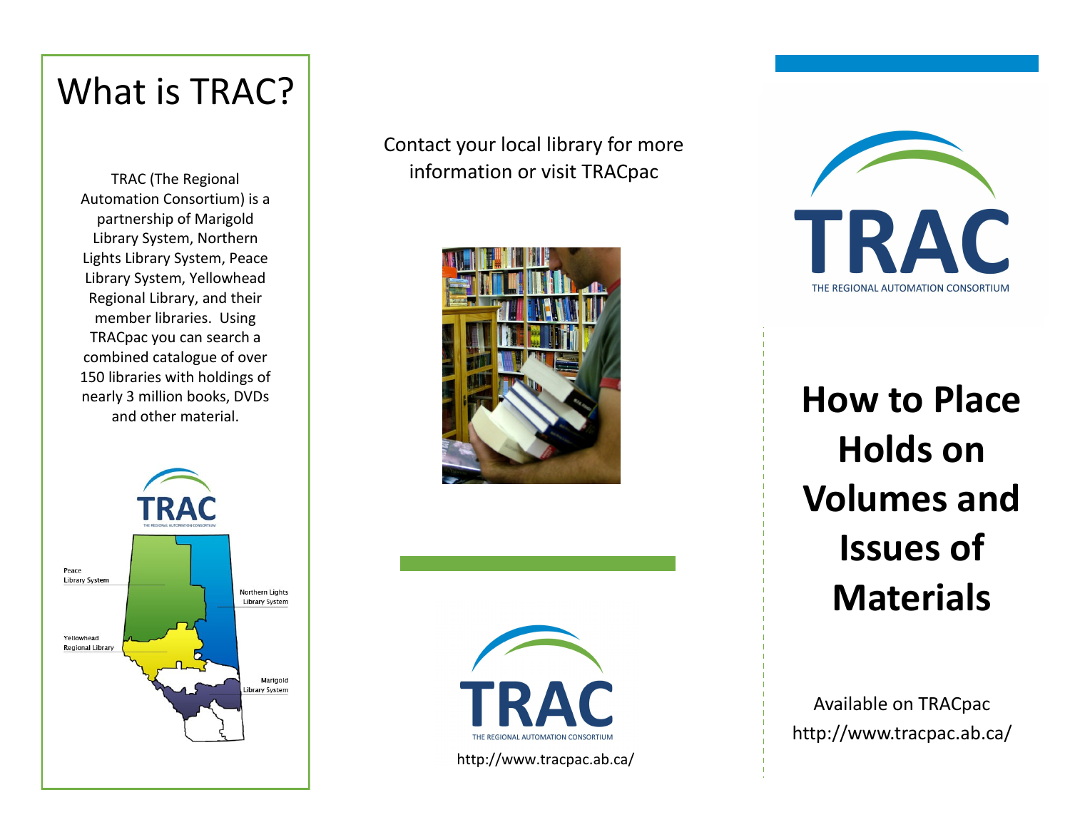# What is TRAC?

TRAC (The Regional Automation Consortium) is a partnership of Marigold Library System, Northern Lights Library System, Peace Library System, Yellowhead Regional Library, and their member libraries. Using TRACpac you can search a combined catalogue of over 150 libraries with holdings of nearly 3 million books, DVDs and other material.

Peace Library System

Northern Lights Library System

Yellowhead Regional Library

Marigold Library System

Contact your local library for more information or visit TRACpac

TRAC

THE REGIONAL AUTOMATION CONSORTIUM

http://www.tracpac.ab.ca/

TRAC

THE REGIONAL AUTOMATION CONSORTIUM

# How to Place Holds on Volumes and Issues of Materials

Available on TRACpac
http://www.tracpac.ab.ca/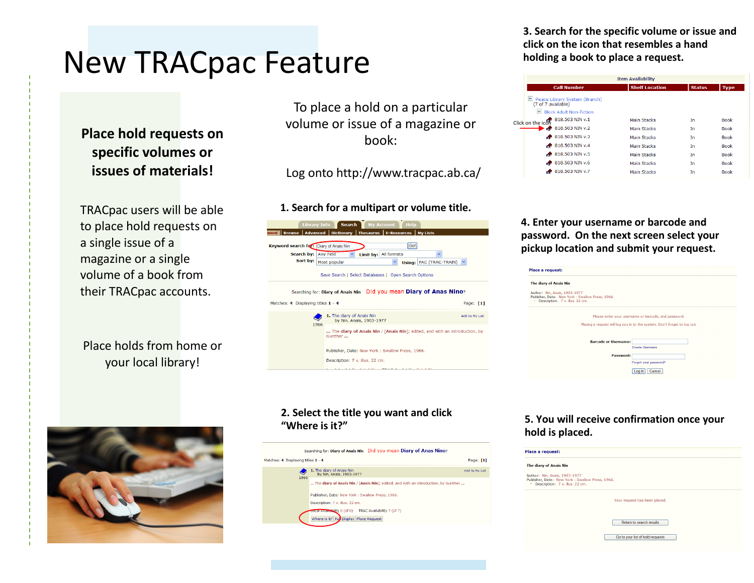# New TRACpac Feature

**Place hold requests on specific volumes or issues of materials!**

TRACpac users will be able to place hold requests on a single issue of a magazine or a single volume of a book from their TRACpac accounts.

Place holds from home or your local library!

To place a hold on a particular volume or issue of a magazine or book:

Log onto http://www.tracpac.ab.ca/

**1. Search for a multipart or volume title.**

**2. Select the title you want and click "Where is it?"**

**3. Search for the specific volume or issue and click on the icon that resembles a hand holding a book to place a request.**

**4. Enter your username or barcode and password. On the next screen select your pickup location and submit your request.**

**5. You will receive confirmation once your hold is placed.**